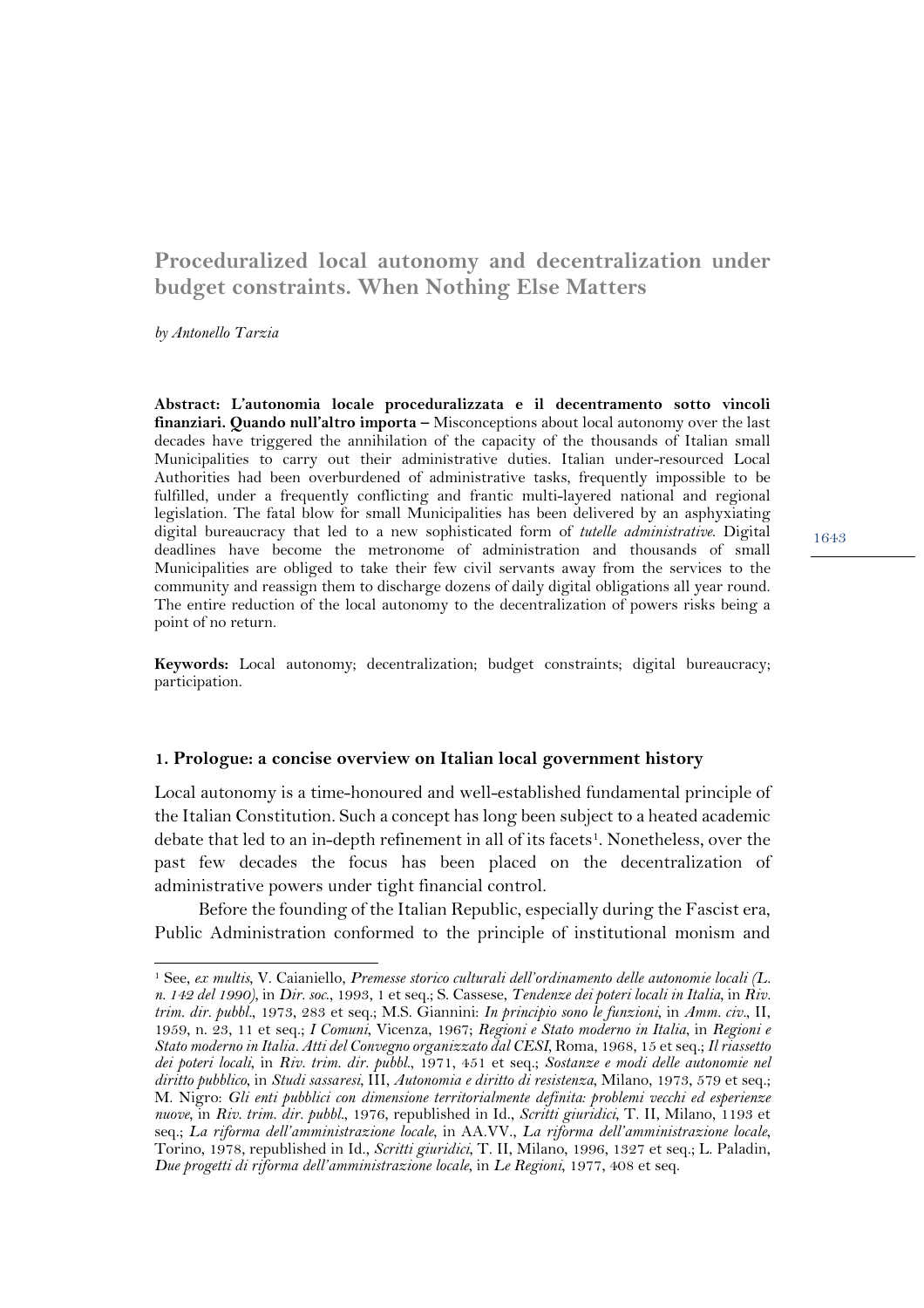# Proceduralized local autonomy and decentralization under budget constraints. When Nothing Else Matters

*by Antonello Tarzia*

**Abstract: L'autonomia locale proceduralizzata e il decentramento sotto vincoli finanziari. Quando null'altro importa –** Misconceptions about local autonomy over the last decades have triggered the annihilation of the capacity of the thousands of Italian small Municipalities to carry out their administrative duties. Italian under-resourced Local Authorities had been overburdened of administrative tasks, frequently impossible to be fulfilled, under a frequently conflicting and frantic multi-layered national and regional legislation. The fatal blow for small Municipalities has been delivered by an asphyxiating digital bureaucracy that led to a new sophisticated form of *tutelle administrative.* Digital deadlines have become the metronome of administration and thousands of small Municipalities are obliged to take their few civil servants away from the services to the community and reassign them to discharge dozens of daily digital obligations all year round. The entire reduction of the local autonomy to the decentralization of powers risks being a point of no return.

**Keywords:** Local autonomy; decentralization; budget constraints; digital bureaucracy; participation.

## 1. Prologue: a concise overview on Italian local government history

Local autonomy is a time-honoured and well-established fundamental principle of the Italian Constitution. Such a concept has long been subject to a heated academic debate that led to an in-depth refinement in all of its facets[1]. Nonetheless, over the past few decades the focus has been placed on the decentralization of administrative powers under tight financial control.

Before the founding of the Italian Republic, especially during the Fascist era, Public Administration conformed to the principle of institutional monism and

---

[1] See, *ex multis*, V. Caianiello, *Premesse storico culturali dell'ordinamento delle autonomie locali (L. n. 142 del 1990)*, in *Dir. soc.*, 1993, 1 et seq.; S. Cassese, *Tendenze dei poteri locali in Italia*, in *Riv. trim. dir. pubbl.*, 1973, 283 et seq.; M.S. Giannini: *In principio sono le funzioni*, in *Amm. civ.*, II, 1959, n. 23, 11 et seq.; *I Comuni*, Vicenza, 1967; *Regioni e Stato moderno in Italia*, in *Regioni e Stato moderno in Italia. Atti del Convegno organizzato dal CESI*, Roma, 1968, 15 et seq.; *Il riassetto dei poteri locali*, in *Riv. trim. dir. pubbl.*, 1971, 451 et seq.; *Sostanze e modi delle autonomie nel diritto pubblico*, in *Studi sassaresi*, III, *Autonomia e diritto di resistenza*, Milano, 1973, 579 et seq.; M. Nigro: *Gli enti pubblici con dimensione territorialmente definita: problemi vecchi ed esperienze nuove*, in *Riv. trim. dir. pubbl.*, 1976, republished in Id., *Scritti giuridici*, T. II, Milano, 1193 et seq.; *La riforma dell'amministrazione locale*, in AA.VV., *La riforma dell'amministrazione locale*, Torino, 1978, republished in Id., *Scritti giuridici*, T. II, Milano, 1996, 1327 et seq.; L. Paladin, *Due progetti di riforma dell'amministrazione locale*, in *Le Regioni*, 1977, 408 et seq.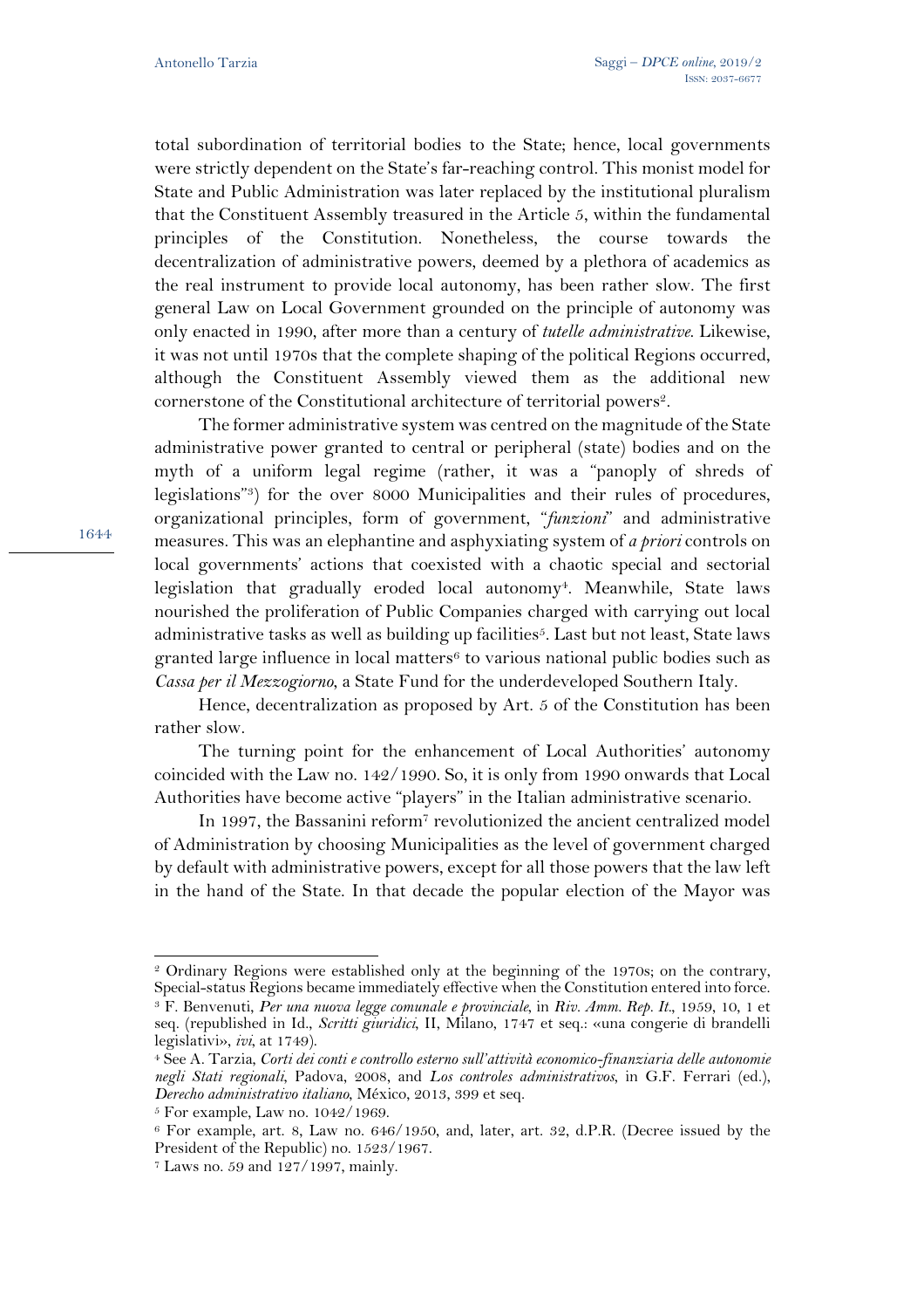total subordination of territorial bodies to the State; hence, local governments were strictly dependent on the State's far-reaching control. This monist model for State and Public Administration was later replaced by the institutional pluralism that the Constituent Assembly treasured in the Article 5, within the fundamental principles of the Constitution. Nonetheless, the course towards the decentralization of administrative powers, deemed by a plethora of academics as the real instrument to provide local autonomy, has been rather slow. The first general Law on Local Government grounded on the principle of autonomy was only enacted in 1990, after more than a century of *tutelle administrative*. Likewise, it was not until 1970s that the complete shaping of the political Regions occurred, although the Constituent Assembly viewed them as the additional new cornerstone of the Constitutional architecture of territorial powers[2].

The former administrative system was centred on the magnitude of the State administrative power granted to central or peripheral (state) bodies and on the myth of a uniform legal regime (rather, it was a "panoply of shreds of legislations"[3]) for the over 8000 Municipalities and their rules of procedures, organizational principles, form of government, "*funzioni*" and administrative measures. This was an elephantine and asphyxiating system of *a priori* controls on local governments' actions that coexisted with a chaotic special and sectorial legislation that gradually eroded local autonomy[4]. Meanwhile, State laws nourished the proliferation of Public Companies charged with carrying out local administrative tasks as well as building up facilities[5]. Last but not least, State laws granted large influence in local matters[6] to various national public bodies such as *Cassa per il Mezzogiorno*, a State Fund for the underdeveloped Southern Italy.

Hence, decentralization as proposed by Art. 5 of the Constitution has been rather slow.

The turning point for the enhancement of Local Authorities' autonomy coincided with the Law no. 142/1990. So, it is only from 1990 onwards that Local Authorities have become active "players" in the Italian administrative scenario.

In 1997, the Bassanini reform[7] revolutionized the ancient centralized model of Administration by choosing Municipalities as the level of government charged by default with administrative powers, except for all those powers that the law left in the hand of the State. In that decade the popular election of the Mayor was

---

[2] Ordinary Regions were established only at the beginning of the 1970s; on the contrary, Special-status Regions became immediately effective when the Constitution entered into force.

[3] F. Benvenuti, *Per una nuova legge comunale e provinciale*, in *Riv. Amm. Rep. It.*, 1959, 10, 1 et seq. (republished in Id., *Scritti giuridici*, II, Milano, 1747 et seq.: «una congerie di brandelli legislativi», *ivi*, at 1749).

[4] See A. Tarzia, *Corti dei conti e controllo esterno sull'attività economico-finanziaria delle autonomie negli Stati regionali*, Padova, 2008, and *Los controles administrativos*, in G.F. Ferrari (ed.), *Derecho administrativo italiano*, México, 2013, 399 et seq.

[5] For example, Law no. 1042/1969.

[6] For example, art. 8, Law no. 646/1950, and, later, art. 32, d.P.R. (Decree issued by the President of the Republic) no. 1523/1967.

[7] Laws no. 59 and 127/1997, mainly.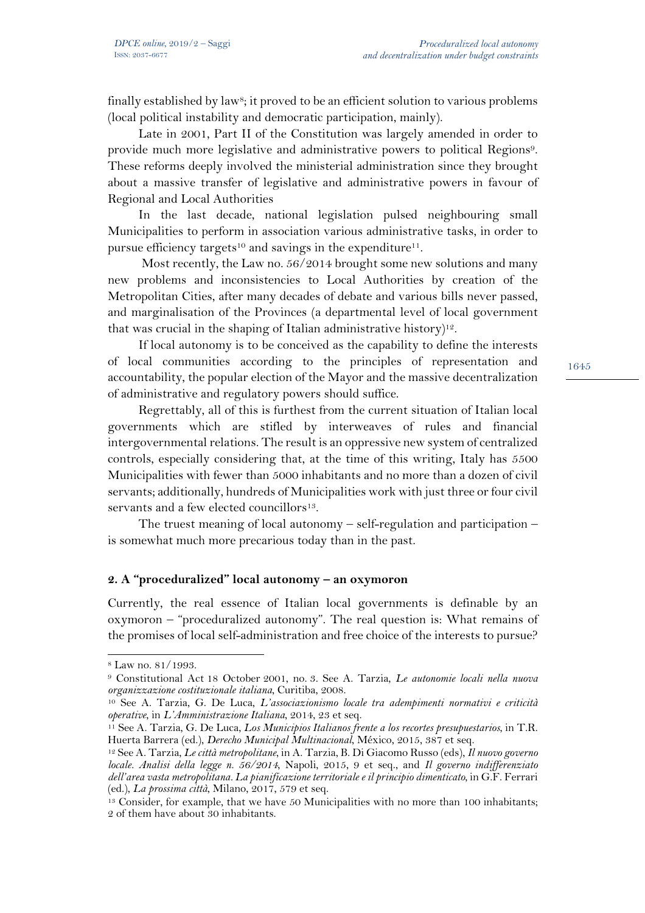finally established by law[8]; it proved to be an efficient solution to various problems (local political instability and democratic participation, mainly).

Late in 2001, Part II of the Constitution was largely amended in order to provide much more legislative and administrative powers to political Regions[9]. These reforms deeply involved the ministerial administration since they brought about a massive transfer of legislative and administrative powers in favour of Regional and Local Authorities

In the last decade, national legislation pulsed neighbouring small Municipalities to perform in association various administrative tasks, in order to pursue efficiency targets[10] and savings in the expenditure[11].

Most recently, the Law no. 56/2014 brought some new solutions and many new problems and inconsistencies to Local Authorities by creation of the Metropolitan Cities, after many decades of debate and various bills never passed, and marginalisation of the Provinces (a departmental level of local government that was crucial in the shaping of Italian administrative history)[12].

If local autonomy is to be conceived as the capability to define the interests of local communities according to the principles of representation and accountability, the popular election of the Mayor and the massive decentralization of administrative and regulatory powers should suffice.

Regrettably, all of this is furthest from the current situation of Italian local governments which are stifled by interweaves of rules and financial intergovernmental relations. The result is an oppressive new system of centralized controls, especially considering that, at the time of this writing, Italy has 5500 Municipalities with fewer than 5000 inhabitants and no more than a dozen of civil servants; additionally, hundreds of Municipalities work with just three or four civil servants and a few elected councillors[13].

The truest meaning of local autonomy – self-regulation and participation – is somewhat much more precarious today than in the past.

## 2. A "proceduralized" local autonomy – an oxymoron

Currently, the real essence of Italian local governments is definable by an oxymoron – "proceduralized autonomy". The real question is: What remains of the promises of local self-administration and free choice of the interests to pursue?

---

[8] Law no. 81/1993.

[9] Constitutional Act 18 October 2001, no. 3. See A. Tarzia, *Le autonomie locali nella nuova organizzazione costituzionale italiana*, Curitiba, 2008.

[10] See A. Tarzia, G. De Luca, *L'associazionismo locale tra adempimenti normativi e criticità operative*, in *L'Amministrazione Italiana*, 2014, 23 et seq.

[11] See A. Tarzia, G. De Luca, *Los Municipios Italianos frente a los recortes presupuestarios*, in T.R. Huerta Barrera (ed.), *Derecho Municipal Multinacional*, México, 2015, 387 et seq.

[12] See A. Tarzia, *Le città metropolitane*, in A. Tarzia, B. Di Giacomo Russo (eds), *Il nuovo governo locale. Analisi della legge n. 56/2014*, Napoli, 2015, 9 et seq., and *Il governo indifferenziato dell'area vasta metropolitana. La pianificazione territoriale e il principio dimenticato*, in G.F. Ferrari (ed.), *La prossima città*, Milano, 2017, 579 et seq.

[13] Consider, for example, that we have 50 Municipalities with no more than 100 inhabitants; 2 of them have about 30 inhabitants.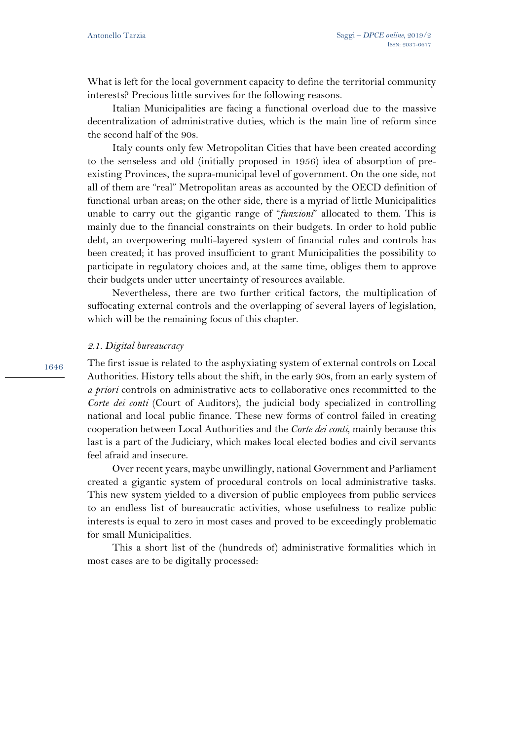What is left for the local government capacity to define the territorial community interests? Precious little survives for the following reasons.

Italian Municipalities are facing a functional overload due to the massive decentralization of administrative duties, which is the main line of reform since the second half of the 90s.

Italy counts only few Metropolitan Cities that have been created according to the senseless and old (initially proposed in 1956) idea of absorption of pre-existing Provinces, the supra-municipal level of government. On the one side, not all of them are "real" Metropolitan areas as accounted by the OECD definition of functional urban areas; on the other side, there is a myriad of little Municipalities unable to carry out the gigantic range of "*funzioni*" allocated to them. This is mainly due to the financial constraints on their budgets. In order to hold public debt, an overpowering multi-layered system of financial rules and controls has been created; it has proved insufficient to grant Municipalities the possibility to participate in regulatory choices and, at the same time, obliges them to approve their budgets under utter uncertainty of resources available.

Nevertheless, there are two further critical factors, the multiplication of suffocating external controls and the overlapping of several layers of legislation, which will be the remaining focus of this chapter.

### *2.1. Digital bureaucracy*

The first issue is related to the asphyxiating system of external controls on Local Authorities. History tells about the shift, in the early 90s, from an early system of *a priori* controls on administrative acts to collaborative ones recommitted to the *Corte dei conti* (Court of Auditors), the judicial body specialized in controlling national and local public finance. These new forms of control failed in creating cooperation between Local Authorities and the *Corte dei conti*, mainly because this last is a part of the Judiciary, which makes local elected bodies and civil servants feel afraid and insecure.

Over recent years, maybe unwillingly, national Government and Parliament created a gigantic system of procedural controls on local administrative tasks. This new system yielded to a diversion of public employees from public services to an endless list of bureaucratic activities, whose usefulness to realize public interests is equal to zero in most cases and proved to be exceedingly problematic for small Municipalities.

This a short list of the (hundreds of) administrative formalities which in most cases are to be digitally processed: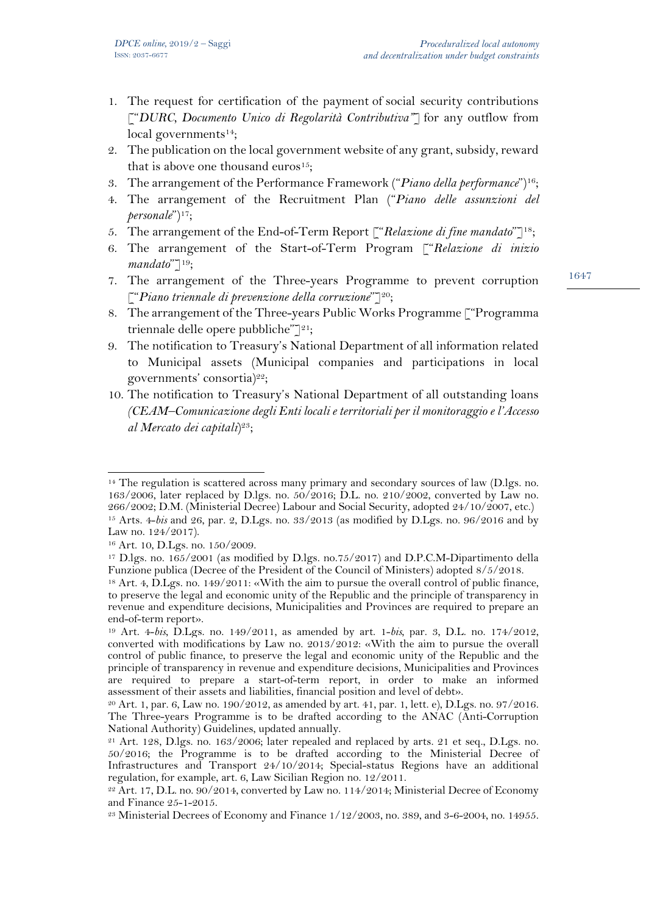1. The request for certification of the payment of social security contributions [“*DURC, Documento Unico di Regolarità Contributiva”*] for any outflow from local governments[14];
2. The publication on the local government website of any grant, subsidy, reward that is above one thousand euros[15];
3. The arrangement of the Performance Framework (“*Piano della performance*”)[16];
4. The arrangement of the Recruitment Plan (“*Piano delle assunzioni del personale*”)[17];
5. The arrangement of the End-of-Term Report [“*Relazione di fine mandato*”][18];
6. The arrangement of the Start-of-Term Program [“*Relazione di inizio mandato*”][19];
7. The arrangement of the Three-years Programme to prevent corruption [“*Piano triennale di prevenzione della corruzione*”][20];
8. The arrangement of the Three-years Public Works Programme [“Programma triennale delle opere pubbliche”][21];
9. The notification to Treasury’s National Department of all information related to Municipal assets (Municipal companies and participations in local governments’ consortia)[22];
10. The notification to Treasury’s National Department of all outstanding loans *(CEAM–Comunicazione degli Enti locali e territoriali per il monitoraggio e l’Accesso al Mercato dei capitali*)[23];

---

[14] The regulation is scattered across many primary and secondary sources of law (D.lgs. no. 163/2006, later replaced by D.lgs. no. 50/2016; D.L. no. 210/2002, converted by Law no. 266/2002; D.M. (Ministerial Decree) Labour and Social Security, adopted 24/10/2007, etc.)

[15] Arts. 4-*bis* and 26, par. 2, D.Lgs. no. 33/2013 (as modified by D.Lgs. no. 96/2016 and by Law no. 124/2017).

[16] Art. 10, D.Lgs. no. 150/2009.

[17] D.lgs. no. 165/2001 (as modified by D.lgs. no.75/2017) and D.P.C.M-Dipartimento della Funzione publica (Decree of the President of the Council of Ministers) adopted 8/5/2018.

[18] Art. 4, D.Lgs. no. 149/2011: «With the aim to pursue the overall control of public finance, to preserve the legal and economic unity of the Republic and the principle of transparency in revenue and expenditure decisions, Municipalities and Provinces are required to prepare an end-of-term report».

[19] Art. 4-*bis*, D.Lgs. no. 149/2011, as amended by art. 1-*bis*, par. 3, D.L. no. 174/2012, converted with modifications by Law no. 2013/2012: «With the aim to pursue the overall control of public finance, to preserve the legal and economic unity of the Republic and the principle of transparency in revenue and expenditure decisions, Municipalities and Provinces are required to prepare a start-of-term report, in order to make an informed assessment of their assets and liabilities, financial position and level of debt».

[20] Art. 1, par. 6, Law no. 190/2012, as amended by art. 41, par. 1, lett. e), D.Lgs. no. 97/2016. The Three-years Programme is to be drafted according to the ANAC (Anti-Corruption National Authority) Guidelines, updated annually.

[21] Art. 128, D.lgs. no. 163/2006; later repealed and replaced by arts. 21 et seq., D.Lgs. no. 50/2016; the Programme is to be drafted according to the Ministerial Decree of Infrastructures and Transport 24/10/2014; Special-status Regions have an additional regulation, for example, art. 6, Law Sicilian Region no. 12/2011.

[22] Art. 17, D.L. no. 90/2014, converted by Law no. 114/2014; Ministerial Decree of Economy and Finance 25-1-2015.

[23] Ministerial Decrees of Economy and Finance 1/12/2003, no. 389, and 3-6-2004, no. 14955.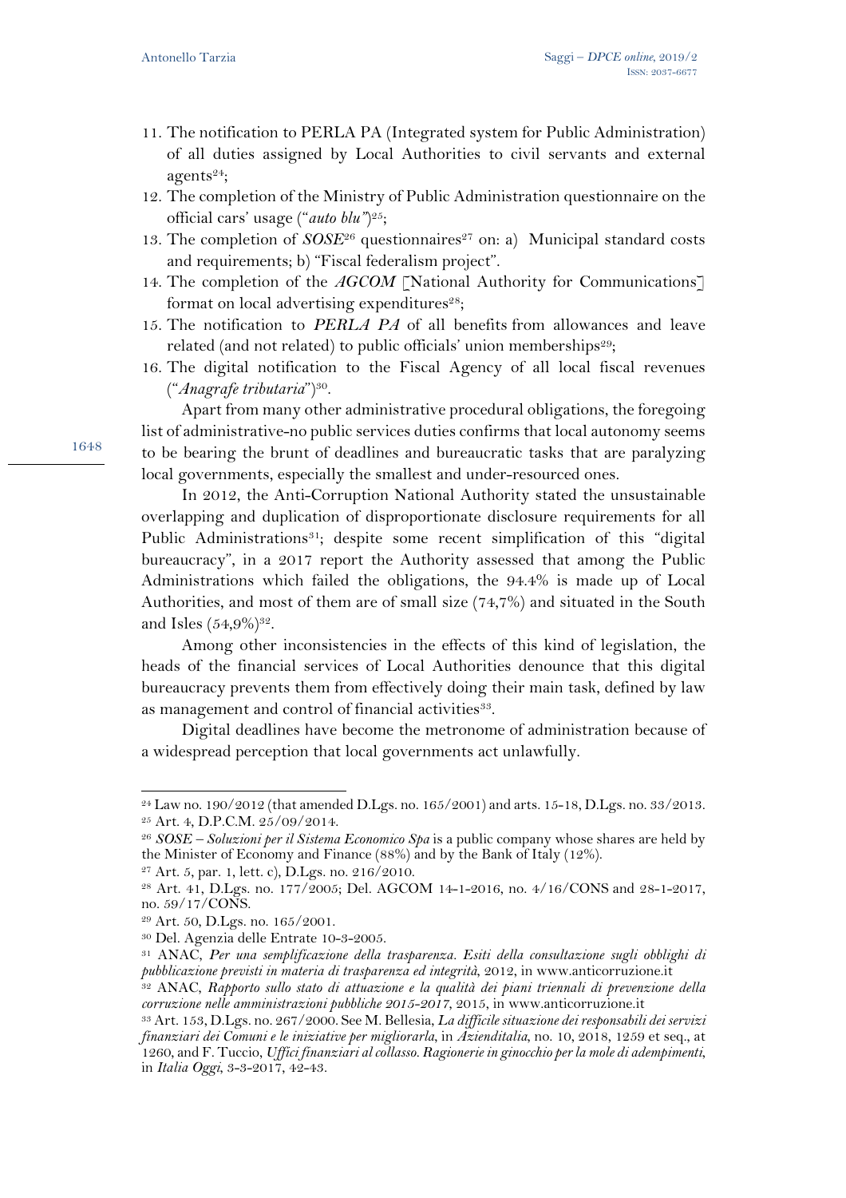11. The notification to PERLA PA (Integrated system for Public Administration) of all duties assigned by Local Authorities to civil servants and external agents[24];
12. The completion of the Ministry of Public Administration questionnaire on the official cars' usage ("*auto blu*")[25];
13. The completion of *SOSE*[26] questionnaires[27] on: a) Municipal standard costs and requirements; b) "Fiscal federalism project".
14. The completion of the *AGCOM* [National Authority for Communications] format on local advertising expenditures[28];
15. The notification to *PERLA PA* of all benefits from allowances and leave related (and not related) to public officials' union memberships[29];
16. The digital notification to the Fiscal Agency of all local fiscal revenues ("*Anagrafe tributaria*")[30].

Apart from many other administrative procedural obligations, the foregoing list of administrative-no public services duties confirms that local autonomy seems to be bearing the brunt of deadlines and bureaucratic tasks that are paralyzing local governments, especially the smallest and under-resourced ones.

In 2012, the Anti-Corruption National Authority stated the unsustainable overlapping and duplication of disproportionate disclosure requirements for all Public Administrations[31]; despite some recent simplification of this "digital bureaucracy", in a 2017 report the Authority assessed that among the Public Administrations which failed the obligations, the 94.4% is made up of Local Authorities, and most of them are of small size (74,7%) and situated in the South and Isles (54,9%)[32].

Among other inconsistencies in the effects of this kind of legislation, the heads of the financial services of Local Authorities denounce that this digital bureaucracy prevents them from effectively doing their main task, defined by law as management and control of financial activities[33].

Digital deadlines have become the metronome of administration because of a widespread perception that local governments act unlawfully.

---

[24] Law no. 190/2012 (that amended D.Lgs. no. 165/2001) and arts. 15-18, D.Lgs. no. 33/2013.

[25] Art. 4, D.P.C.M. 25/09/2014.

[26] *SOSE – Soluzioni per il Sistema Economico Spa* is a public company whose shares are held by the Minister of Economy and Finance (88%) and by the Bank of Italy (12%).

[27] Art. 5, par. 1, lett. c), D.Lgs. no. 216/2010.

[28] Art. 41, D.Lgs. no. 177/2005; Del. AGCOM 14-1-2016, no. 4/16/CONS and 28-1-2017, no. 59/17/CONS.

[29] Art. 50, D.Lgs. no. 165/2001.

[30] Del. Agenzia delle Entrate 10-3-2005.

[31] ANAC, *Per una semplificazione della trasparenza. Esiti della consultazione sugli obblighi di pubblicazione previsti in materia di trasparenza ed integrità*, 2012, in www.anticorruzione.it

[32] ANAC, *Rapporto sullo stato di attuazione e la qualità dei piani triennali di prevenzione della corruzione nelle amministrazioni pubbliche 2015-2017*, 2015, in www.anticorruzione.it

[33] Art. 153, D.Lgs. no. 267/2000. See M. Bellesia, *La difficile situazione dei responsabili dei servizi finanziari dei Comuni e le iniziative per migliorarla*, in *Azienditalia*, no. 10, 2018, 1259 et seq., at 1260, and F. Tuccio, *Uffici finanziari al collasso. Ragionerie in ginocchio per la mole di adempimenti*, in *Italia Oggi*, 3-3-2017, 42-43.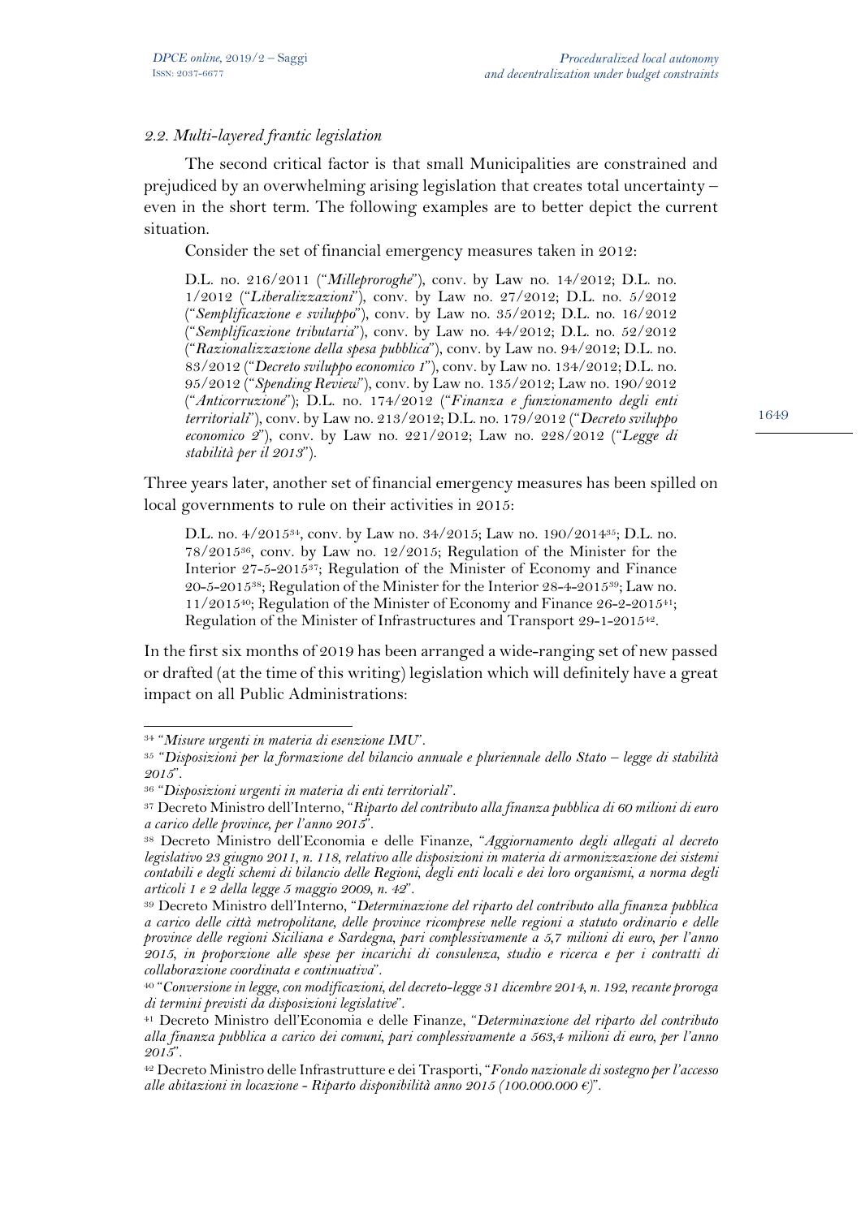### *2.2. Multi-layered frantic legislation*

The second critical factor is that small Municipalities are constrained and prejudiced by an overwhelming arising legislation that creates total uncertainty – even in the short term. The following examples are to better depict the current situation.

Consider the set of financial emergency measures taken in 2012:

> D.L. no. 216/2011 ("*Milleproroghe*"), conv. by Law no. 14/2012; D.L. no. 1/2012 ("*Liberalizzazioni*"), conv. by Law no. 27/2012; D.L. no. 5/2012 ("*Semplificazione e sviluppo*"), conv. by Law no. 35/2012; D.L. no. 16/2012 ("*Semplificazione tributaria*"), conv. by Law no. 44/2012; D.L. no. 52/2012 ("*Razionalizzazione della spesa pubblica*"), conv. by Law no. 94/2012; D.L. no. 83/2012 ("*Decreto sviluppo economico 1*"), conv. by Law no. 134/2012; D.L. no. 95/2012 ("*Spending Review*"), conv. by Law no. 135/2012; Law no. 190/2012 ("*Anticorruzione*"); D.L. no. 174/2012 ("*Finanza e funzionamento degli enti territoriali*"), conv. by Law no. 213/2012; D.L. no. 179/2012 ("*Decreto sviluppo economico 2*"), conv. by Law no. 221/2012; Law no. 228/2012 ("*Legge di stabilità per il 2013*").

Three years later, another set of financial emergency measures has been spilled on local governments to rule on their activities in 2015:

> D.L. no. 4/2015[34], conv. by Law no. 34/2015; Law no. 190/2014[35]; D.L. no. 78/2015[36], conv. by Law no. 12/2015; Regulation of the Minister for the Interior 27-5-2015[37]; Regulation of the Minister of Economy and Finance 20-5-2015[38]; Regulation of the Minister for the Interior 28-4-2015[39]; Law no. 11/2015[40]; Regulation of the Minister of Economy and Finance 26-2-2015[41]; Regulation of the Minister of Infrastructures and Transport 29-1-2015[42].

In the first six months of 2019 has been arranged a wide-ranging set of new passed or drafted (at the time of this writing) legislation which will definitely have a great impact on all Public Administrations:

---

[34] "*Misure urgenti in materia di esenzione IMU*".

[35] "*Disposizioni per la formazione del bilancio annuale e pluriennale dello Stato – legge di stabilità 2015*".

[36] "*Disposizioni urgenti in materia di enti territoriali*".

[37] Decreto Ministro dell'Interno, "*Riparto del contributo alla finanza pubblica di 60 milioni di euro a carico delle province, per l'anno 2015*".

[38] Decreto Ministro dell'Economia e delle Finanze, "*Aggiornamento degli allegati al decreto legislativo 23 giugno 2011, n. 118, relativo alle disposizioni in materia di armonizzazione dei sistemi contabili e degli schemi di bilancio delle Regioni, degli enti locali e dei loro organismi, a norma degli articoli 1 e 2 della legge 5 maggio 2009, n. 42*".

[39] Decreto Ministro dell'Interno, "*Determinazione del riparto del contributo alla finanza pubblica a carico delle città metropolitane, delle province ricomprese nelle regioni a statuto ordinario e delle province delle regioni Siciliana e Sardegna, pari complessivamente a 5,7 milioni di euro, per l'anno 2015, in proporzione alle spese per incarichi di consulenza, studio e ricerca e per i contratti di collaborazione coordinata e continuativa*".

[40] "*Conversione in legge, con modificazioni, del decreto-legge 31 dicembre 2014, n. 192, recante proroga di termini previsti da disposizioni legislative*".

[41] Decreto Ministro dell'Economia e delle Finanze, "*Determinazione del riparto del contributo alla finanza pubblica a carico dei comuni, pari complessivamente a 563,4 milioni di euro, per l'anno 2015*".

[42] Decreto Ministro delle Infrastrutture e dei Trasporti, "*Fondo nazionale di sostegno per l'accesso alle abitazioni in locazione - Riparto disponibilità anno 2015 (100.000.000 €)*".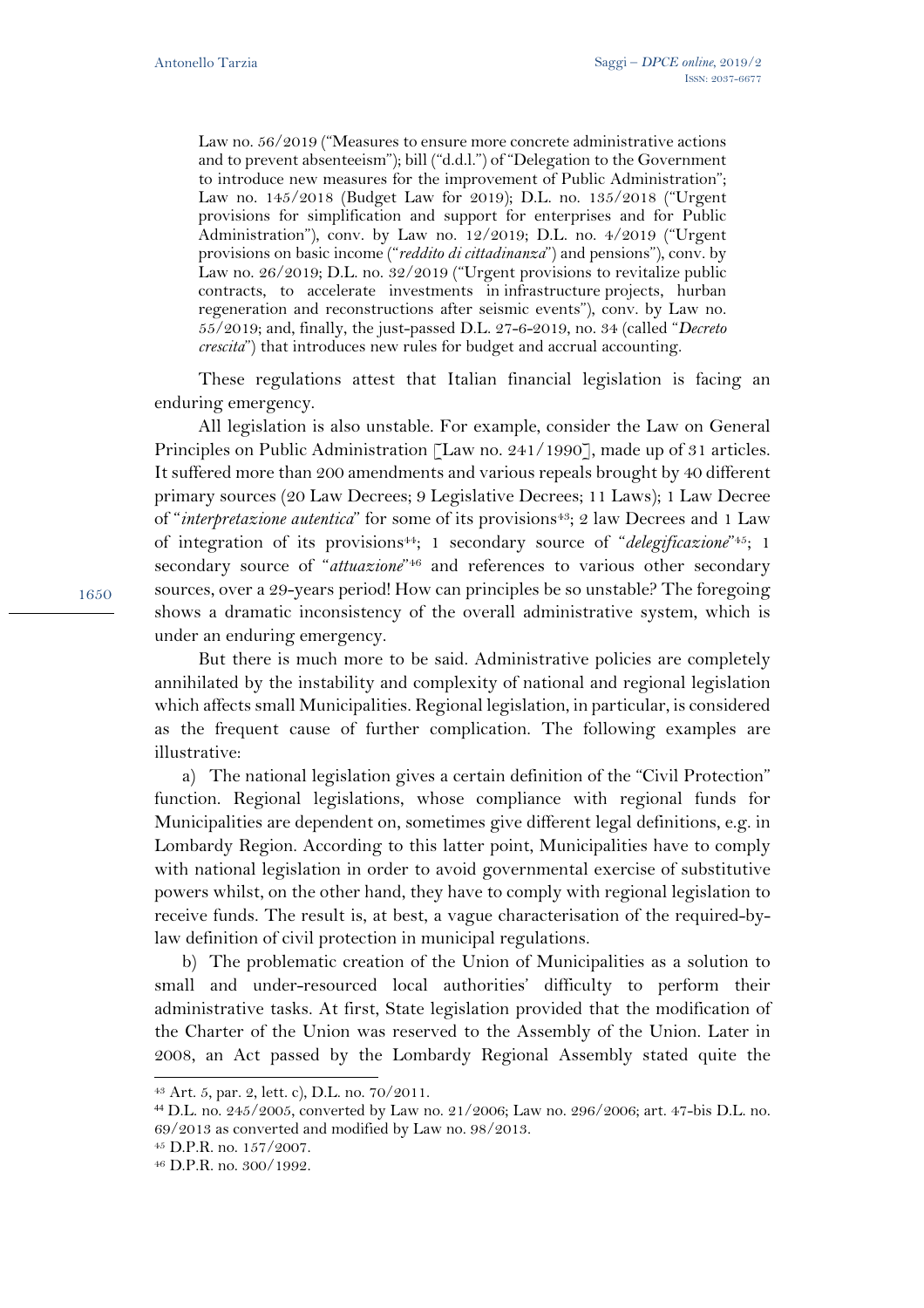Law no. 56/2019 ("Measures to ensure more concrete administrative actions and to prevent absenteeism"); bill ("d.d.l.") of "Delegation to the Government to introduce new measures for the improvement of Public Administration"; Law no. 145/2018 (Budget Law for 2019); D.L. no. 135/2018 ("Urgent provisions for simplification and support for enterprises and for Public Administration"), conv. by Law no. 12/2019; D.L. no. 4/2019 ("Urgent provisions on basic income ("*reddito di cittadinanza*") and pensions"), conv. by Law no. 26/2019; D.L. no. 32/2019 ("Urgent provisions to revitalize public contracts, to accelerate investments in infrastructure projects, hurban regeneration and reconstructions after seismic events"), conv. by Law no. 55/2019; and, finally, the just-passed D.L. 27-6-2019, no. 34 (called "*Decreto crescita*") that introduces new rules for budget and accrual accounting.

These regulations attest that Italian financial legislation is facing an enduring emergency.

All legislation is also unstable. For example, consider the Law on General Principles on Public Administration [Law no. 241/1990], made up of 31 articles. It suffered more than 200 amendments and various repeals brought by 40 different primary sources (20 Law Decrees; 9 Legislative Decrees; 11 Laws); 1 Law Decree of "*interpretazione autentica*" for some of its provisions[43]; 2 law Decrees and 1 Law of integration of its provisions[44]; 1 secondary source of "*delegificazione*"[45]; 1 secondary source of "*attuazione*"[46] and references to various other secondary sources, over a 29-years period! How can principles be so unstable? The foregoing shows a dramatic inconsistency of the overall administrative system, which is under an enduring emergency.

But there is much more to be said. Administrative policies are completely annihilated by the instability and complexity of national and regional legislation which affects small Municipalities. Regional legislation, in particular, is considered as the frequent cause of further complication. The following examples are illustrative:

a) The national legislation gives a certain definition of the "Civil Protection" function. Regional legislations, whose compliance with regional funds for Municipalities are dependent on, sometimes give different legal definitions, e.g. in Lombardy Region. According to this latter point, Municipalities have to comply with national legislation in order to avoid governmental exercise of substitutive powers whilst, on the other hand, they have to comply with regional legislation to receive funds. The result is, at best, a vague characterisation of the required-by-law definition of civil protection in municipal regulations.

b) The problematic creation of the Union of Municipalities as a solution to small and under-resourced local authorities' difficulty to perform their administrative tasks. At first, State legislation provided that the modification of the Charter of the Union was reserved to the Assembly of the Union. Later in 2008, an Act passed by the Lombardy Regional Assembly stated quite the

---

[43] Art. 5, par. 2, lett. c), D.L. no. 70/2011.

[44] D.L. no. 245/2005, converted by Law no. 21/2006; Law no. 296/2006; art. 47-bis D.L. no. 69/2013 as converted and modified by Law no. 98/2013.

[45] D.P.R. no. 157/2007.

[46] D.P.R. no. 300/1992.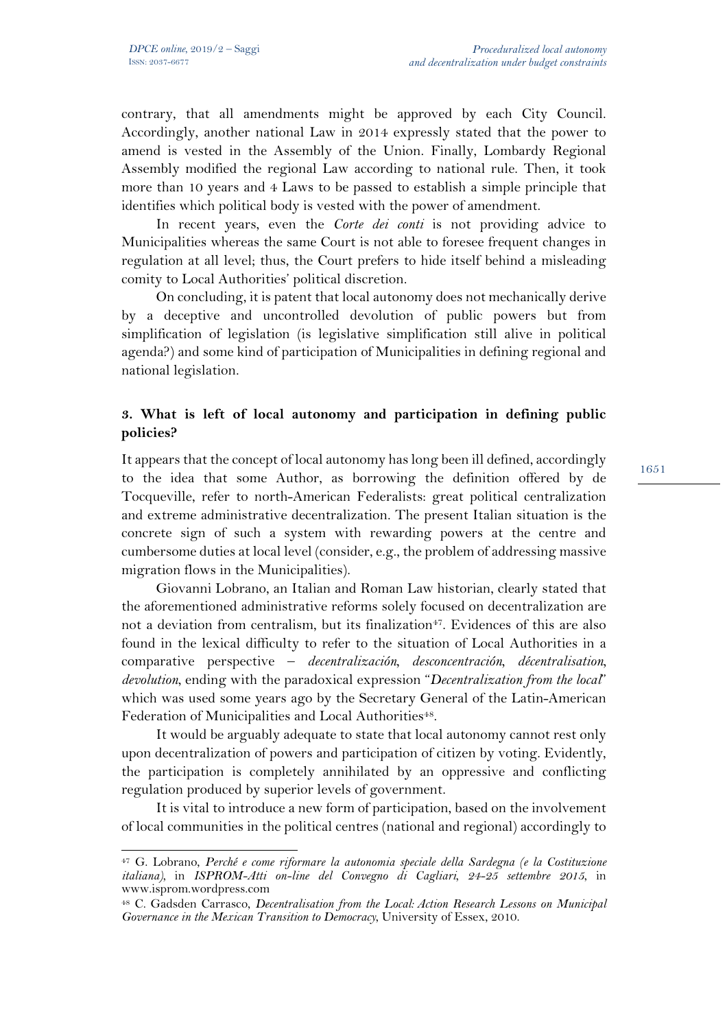contrary, that all amendments might be approved by each City Council. Accordingly, another national Law in 2014 expressly stated that the power to amend is vested in the Assembly of the Union. Finally, Lombardy Regional Assembly modified the regional Law according to national rule. Then, it took more than 10 years and 4 Laws to be passed to establish a simple principle that identifies which political body is vested with the power of amendment.

In recent years, even the *Corte dei conti* is not providing advice to Municipalities whereas the same Court is not able to foresee frequent changes in regulation at all level; thus, the Court prefers to hide itself behind a misleading comity to Local Authorities' political discretion.

On concluding, it is patent that local autonomy does not mechanically derive by a deceptive and uncontrolled devolution of public powers but from simplification of legislation (is legislative simplification still alive in political agenda?) and some kind of participation of Municipalities in defining regional and national legislation.

### 3. What is left of local autonomy and participation in defining public policies?

It appears that the concept of local autonomy has long been ill defined, accordingly to the idea that some Author, as borrowing the definition offered by de Tocqueville, refer to north-American Federalists: great political centralization and extreme administrative decentralization. The present Italian situation is the concrete sign of such a system with rewarding powers at the centre and cumbersome duties at local level (consider, e.g., the problem of addressing massive migration flows in the Municipalities).

Giovanni Lobrano, an Italian and Roman Law historian, clearly stated that the aforementioned administrative reforms solely focused on decentralization are not a deviation from centralism, but its finalization[47]. Evidences of this are also found in the lexical difficulty to refer to the situation of Local Authorities in a comparative perspective – *decentralización*, *desconcentración*, *décentralisation*, *devolution*, ending with the paradoxical expression "*Decentralization from the local*" which was used some years ago by the Secretary General of the Latin-American Federation of Municipalities and Local Authorities[48].

It would be arguably adequate to state that local autonomy cannot rest only upon decentralization of powers and participation of citizen by voting. Evidently, the participation is completely annihilated by an oppressive and conflicting regulation produced by superior levels of government.

It is vital to introduce a new form of participation, based on the involvement of local communities in the political centres (national and regional) accordingly to

---

[47] G. Lobrano, *Perché e come riformare la autonomia speciale della Sardegna (e la Costituzione italiana)*, in *ISPROM-Atti on-line del Convegno di Cagliari, 24-25 settembre 2015*, in www.isprom.wordpress.com

[48] C. Gadsden Carrasco, *Decentralisation from the Local: Action Research Lessons on Municipal Governance in the Mexican Transition to Democracy*, University of Essex, 2010.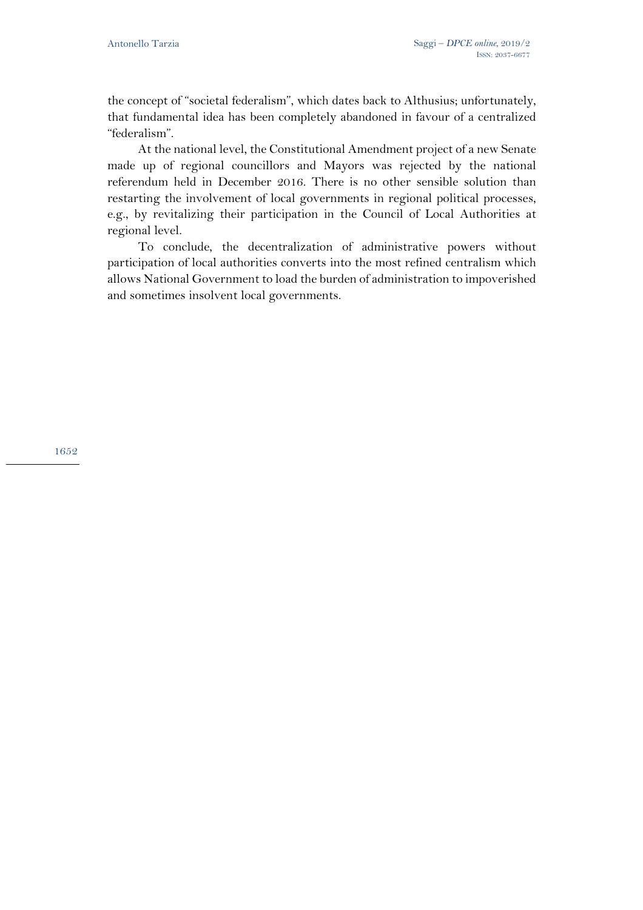the concept of "societal federalism", which dates back to Althusius; unfortunately, that fundamental idea has been completely abandoned in favour of a centralized "federalism".

At the national level, the Constitutional Amendment project of a new Senate made up of regional councillors and Mayors was rejected by the national referendum held in December 2016. There is no other sensible solution than restarting the involvement of local governments in regional political processes, e.g., by revitalizing their participation in the Council of Local Authorities at regional level.

To conclude, the decentralization of administrative powers without participation of local authorities converts into the most refined centralism which allows National Government to load the burden of administration to impoverished and sometimes insolvent local governments.